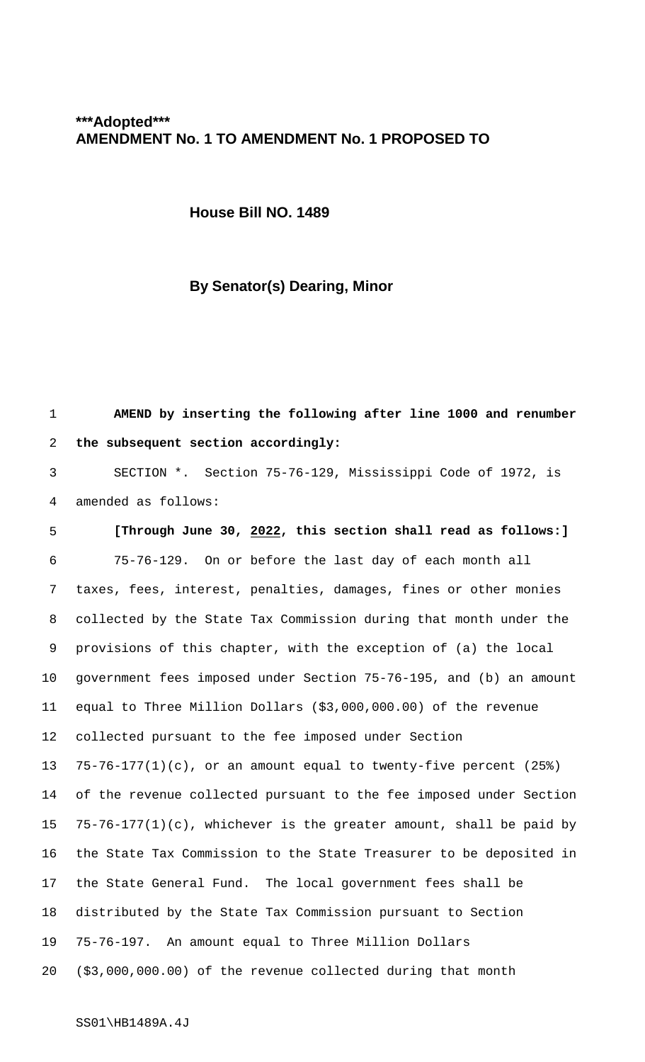**\*\*\*Adopted\*\*\***
**AMENDMENT No. 1 TO AMENDMENT No. 1 PROPOSED TO**

**House Bill NO. 1489**

**By Senator(s) Dearing, Minor**

**AMEND by inserting the following after line 1000 and renumber the subsequent section accordingly:**

SECTION *. Section 75-76-129, Mississippi Code of 1972, is amended as follows:

**[Through June 30, 2022, this section shall read as follows:]**

75-76-129. On or before the last day of each month all taxes, fees, interest, penalties, damages, fines or other monies collected by the State Tax Commission during that month under the provisions of this chapter, with the exception of (a) the local government fees imposed under Section 75-76-195, and (b) an amount equal to Three Million Dollars ($3,000,000.00) of the revenue collected pursuant to the fee imposed under Section 75-76-177(1)(c), or an amount equal to twenty-five percent (25%) of the revenue collected pursuant to the fee imposed under Section 75-76-177(1)(c), whichever is the greater amount, shall be paid by the State Tax Commission to the State Treasurer to be deposited in the State General Fund. The local government fees shall be distributed by the State Tax Commission pursuant to Section 75-76-197. An amount equal to Three Million Dollars ($3,000,000.00) of the revenue collected during that month

SS01\HB1489A.4J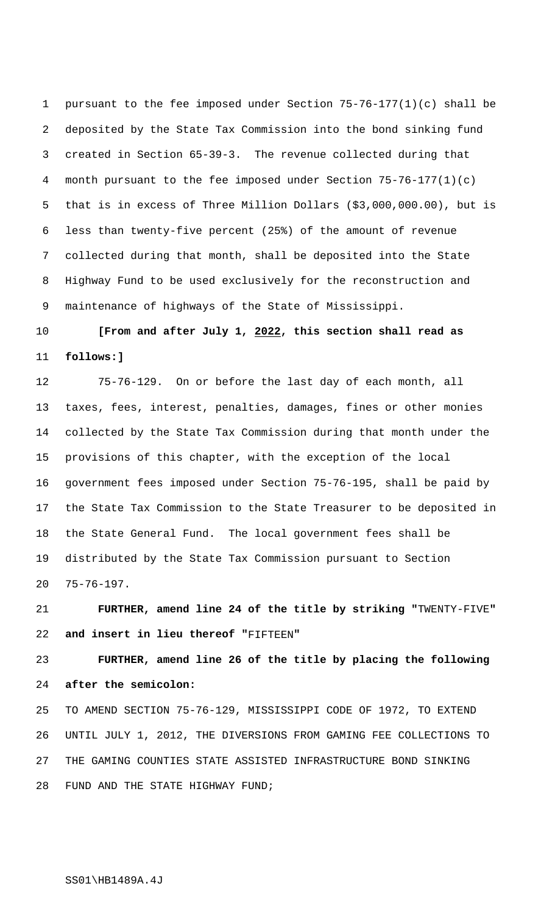pursuant to the fee imposed under Section 75-76-177(1)(c) shall be deposited by the State Tax Commission into the bond sinking fund created in Section 65-39-3. The revenue collected during that month pursuant to the fee imposed under Section 75-76-177(1)(c) that is in excess of Three Million Dollars ($3,000,000.00), but is less than twenty-five percent (25%) of the amount of revenue collected during that month, shall be deposited into the State Highway Fund to be used exclusively for the reconstruction and maintenance of highways of the State of Mississippi.

**[From and after July 1, 2022, this section shall read as follows:]**

75-76-129. On or before the last day of each month, all taxes, fees, interest, penalties, damages, fines or other monies collected by the State Tax Commission during that month under the provisions of this chapter, with the exception of the local government fees imposed under Section 75-76-195, shall be paid by the State Tax Commission to the State Treasurer to be deposited in the State General Fund. The local government fees shall be distributed by the State Tax Commission pursuant to Section 75-76-197.

**FURTHER, amend line 24 of the title by striking "**TWENTY-FIVE**" and insert in lieu thereof "**FIFTEEN**"**

**FURTHER, amend line 26 of the title by placing the following after the semicolon:**

TO AMEND SECTION 75-76-129, MISSISSIPPI CODE OF 1972, TO EXTEND UNTIL JULY 1, 2012, THE DIVERSIONS FROM GAMING FEE COLLECTIONS TO THE GAMING COUNTIES STATE ASSISTED INFRASTRUCTURE BOND SINKING FUND AND THE STATE HIGHWAY FUND;

SS01\HB1489A.4J